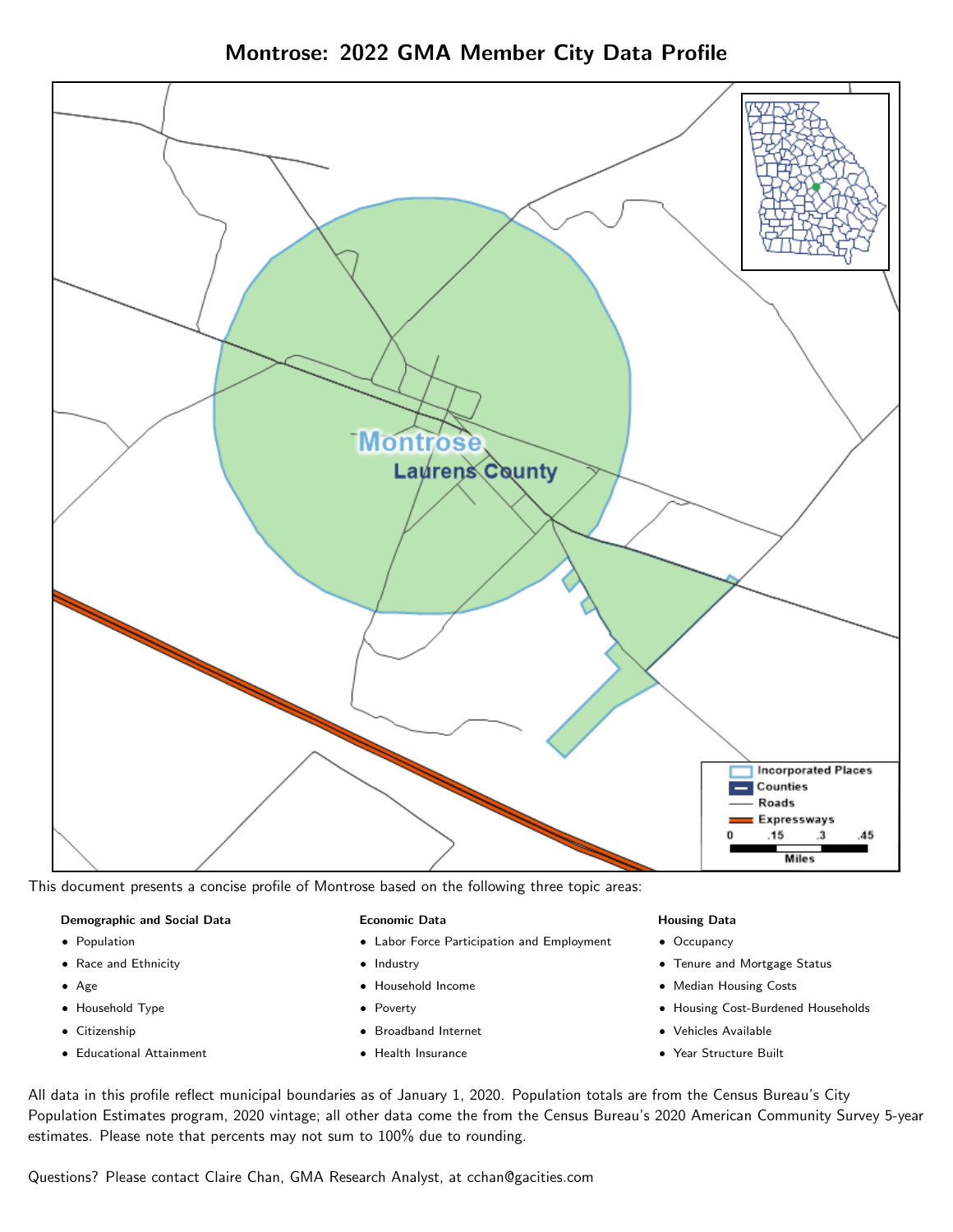# Montrose: 2022 GMA Member City Data Profile

This document presents a concise profile of Montrose based on the following three topic areas:

**Demographic and Social Data**

- Population
- Race and Ethnicity
- Age
- Household Type
- Citizenship
- Educational Attainment

**Economic Data**

- Labor Force Participation and Employment
- Industry
- Household Income
- Poverty
- Broadband Internet
- Health Insurance

**Housing Data**

- Occupancy
- Tenure and Mortgage Status
- Median Housing Costs
- Housing Cost-Burdened Households
- Vehicles Available
- Year Structure Built

All data in this profile reflect municipal boundaries as of January 1, 2020. Population totals are from the Census Bureau's City Population Estimates program, 2020 vintage; all other data come the from the Census Bureau's 2020 American Community Survey 5-year estimates. Please note that percents may not sum to 100% due to rounding.

Questions? Please contact Claire Chan, GMA Research Analyst, at cchan@gacities.com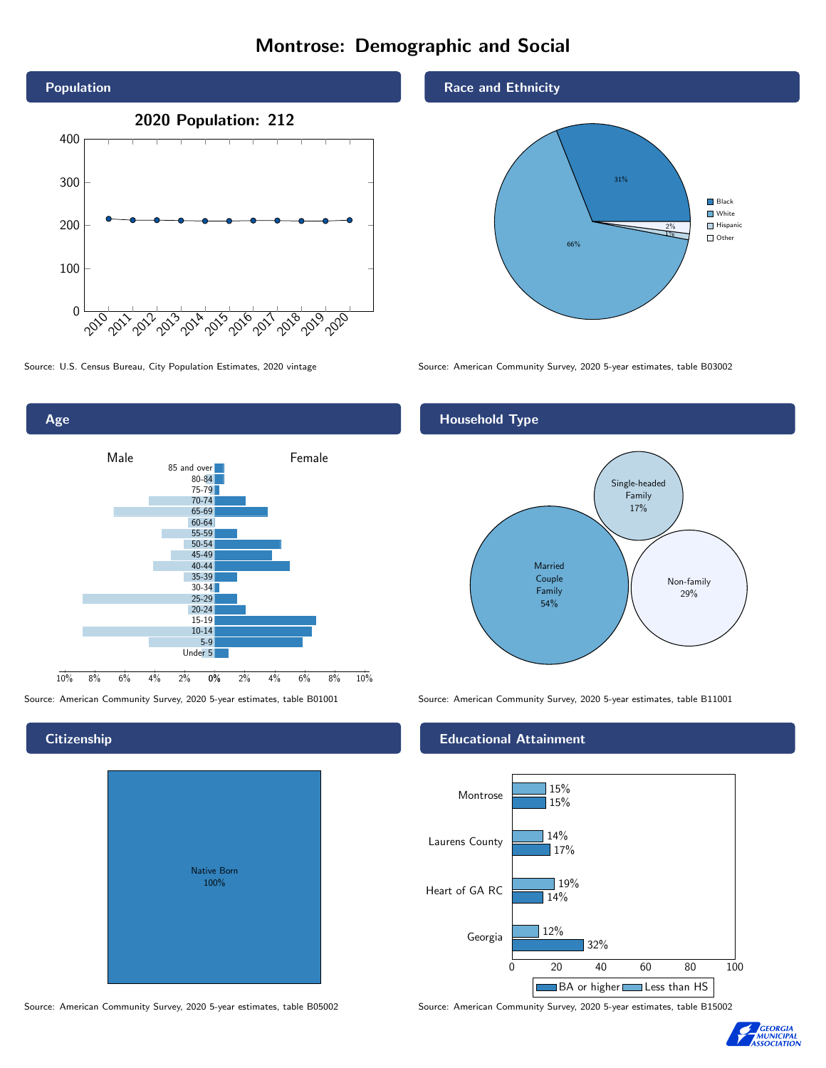# Montrose: Demographic and Social

## Population

**2020 Population: 212**

Source: U.S. Census Bureau, City Population Estimates, 2020 vintage

## Race and Ethnicity

| Race/Ethnicity | Percent |
| --- | --- |
| Black | 31% |
| White | 66% |
| Hispanic | 1% |
| Other | 2% |

Source: American Community Survey, 2020 5-year estimates, table B03002

## Age

Male / Female

Age groups: 85 and over, 80-84, 75-79, 70-74, 65-69, 60-64, 55-59, 50-54, 45-49, 40-44, 35-39, 30-34, 25-29, 20-24, 15-19, 10-14, 5-9, Under 5

Source: American Community Survey, 2020 5-year estimates, table B01001

## Household Type

| Household Type | Percent |
| --- | --- |
| Married Couple Family | 54% |
| Single-headed Family | 17% |
| Non-family | 29% |

Source: American Community Survey, 2020 5-year estimates, table B11001

## Citizenship

Native Born 100%

Source: American Community Survey, 2020 5-year estimates, table B05002

## Educational Attainment

| Area | Less than HS | BA or higher |
| --- | --- | --- |
| Montrose | 15% | 15% |
| Laurens County | 14% | 17% |
| Heart of GA RC | 19% | 14% |
| Georgia | 12% | 32% |

Source: American Community Survey, 2020 5-year estimates, table B15002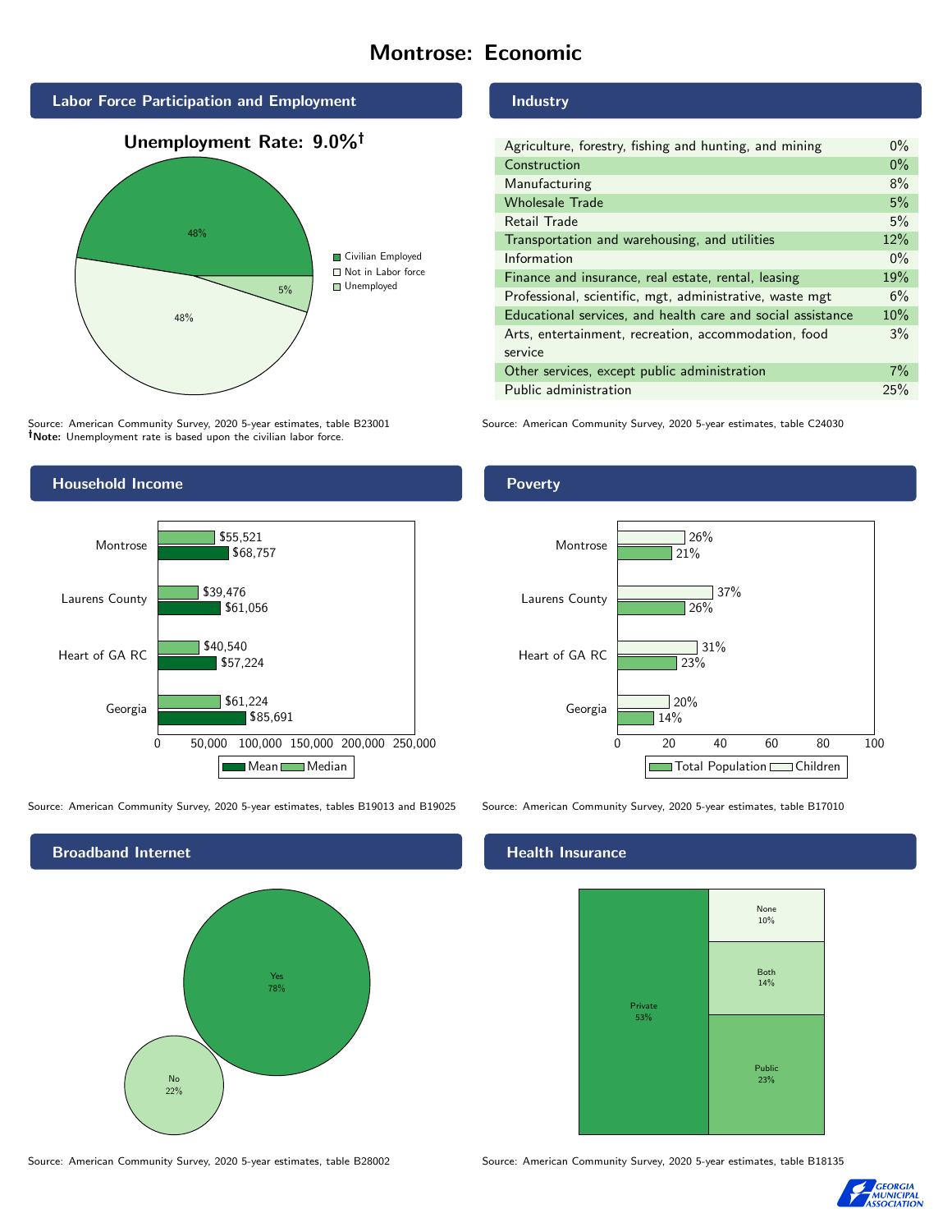# Montrose: Economic

## Labor Force Participation and Employment

**Unemployment Rate: 9.0%†**

| Category | Percent |
|---|---|
| Civilian Employed | 48% |
| Not in Labor force | 48% |
| Unemployed | 5% |

Source: American Community Survey, 2020 5-year estimates, table B23001
**†Note:** Unemployment rate is based upon the civilian labor force.

## Industry

| Industry | Percent |
|---|---|
| Agriculture, forestry, fishing and hunting, and mining | 0% |
| Construction | 0% |
| Manufacturing | 8% |
| Wholesale Trade | 5% |
| Retail Trade | 5% |
| Transportation and warehousing, and utilities | 12% |
| Information | 0% |
| Finance and insurance, real estate, rental, leasing | 19% |
| Professional, scientific, mgt, administrative, waste mgt | 6% |
| Educational services, and health care and social assistance | 10% |
| Arts, entertainment, recreation, accommodation, food service | 3% |
| Other services, except public administration | 7% |
| Public administration | 25% |

Source: American Community Survey, 2020 5-year estimates, table C24030

## Household Income

| | Median | Mean |
|---|---|---|
| Montrose | $55,521 | $68,757 |
| Laurens County | $39,476 | $61,056 |
| Heart of GA RC | $40,540 | $57,224 |
| Georgia | $61,224 | $85,691 |

Source: American Community Survey, 2020 5-year estimates, tables B19013 and B19025

## Poverty

| | Children | Total Population |
|---|---|---|
| Montrose | 26% | 21% |
| Laurens County | 37% | 26% |
| Heart of GA RC | 31% | 23% |
| Georgia | 20% | 14% |

Source: American Community Survey, 2020 5-year estimates, table B17010

## Broadband Internet

| | Percent |
|---|---|
| Yes | 78% |
| No | 22% |

Source: American Community Survey, 2020 5-year estimates, table B28002

## Health Insurance

| Type | Percent |
|---|---|
| Private | 53% |
| Public | 23% |
| Both | 14% |
| None | 10% |

Source: American Community Survey, 2020 5-year estimates, table B18135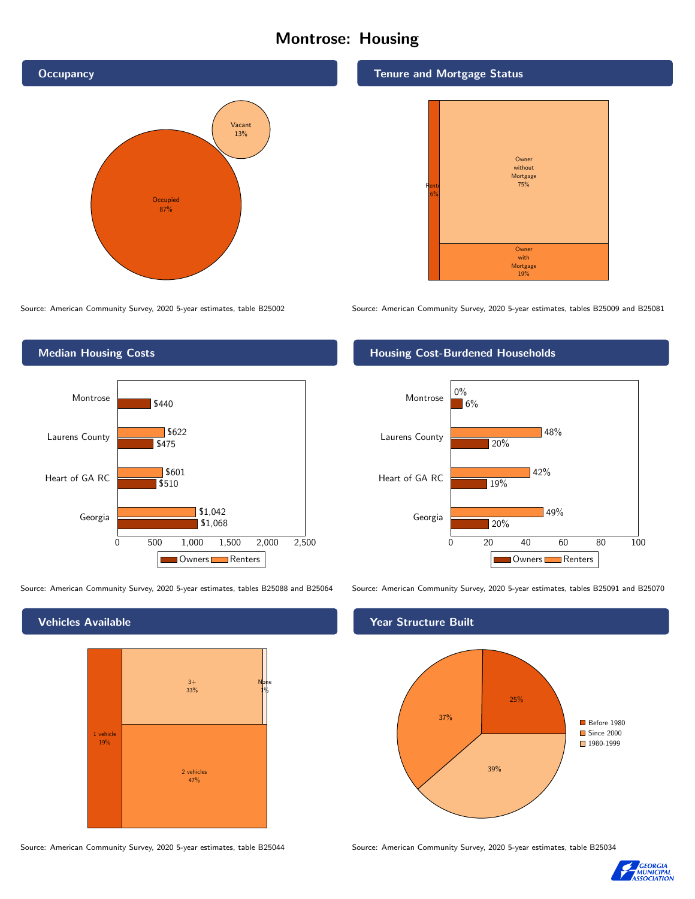# Montrose: Housing

## Occupancy

Vacant
13%

Occupied
87%

Source: American Community Survey, 2020 5-year estimates, table B25002

## Tenure and Mortgage Status

Renter
6%

Owner without Mortgage
75%

Owner with Mortgage
19%

Source: American Community Survey, 2020 5-year estimates, tables B25009 and B25081

## Median Housing Costs

Montrose
$440

Laurens County
$622
$475

Heart of GA RC
$601
$510

Georgia
$1,042
$1,068

0 500 1,000 1,500 2,000 2,500

Owners Renters

Source: American Community Survey, 2020 5-year estimates, tables B25088 and B25064

## Housing Cost-Burdened Households

Montrose
0%
6%

Laurens County
48%
20%

Heart of GA RC
42%
19%

Georgia
49%
20%

0 20 40 60 80 100

Owners Renters

Source: American Community Survey, 2020 5-year estimates, tables B25091 and B25070

## Vehicles Available

1 vehicle
19%

3+
33%

None
1%

2 vehicles
47%

Source: American Community Survey, 2020 5-year estimates, table B25044

## Year Structure Built

25%
37%
39%

Before 1980
Since 2000
1980-1999

Source: American Community Survey, 2020 5-year estimates, table B25034

GEORGIA MUNICIPAL ASSOCIATION